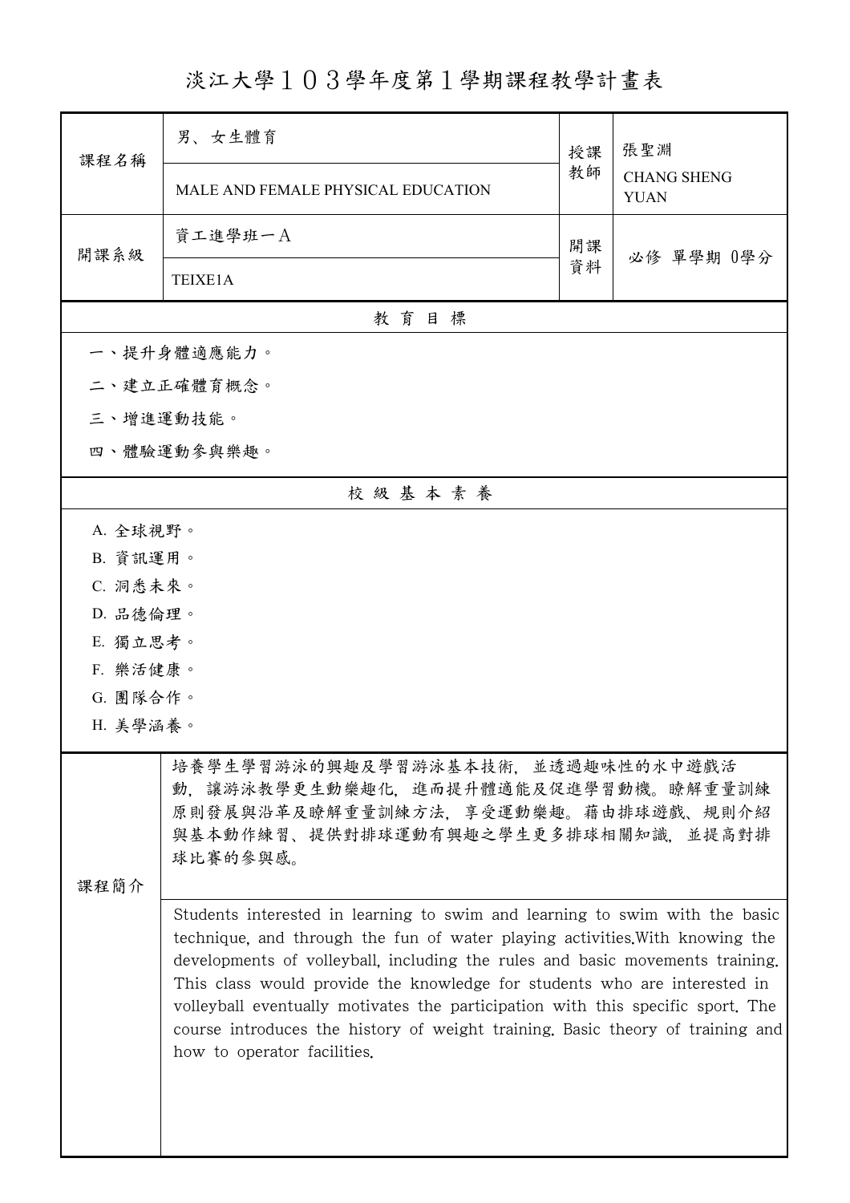# 淡江大學１０３學年度第１學期課程教學計畫表

| 課程名稱 | 男、女生體育 | 授課教師 | 張聖淵 |
|---|---|---|---|
| | MALE AND FEMALE PHYSICAL EDUCATION | | CHANG SHENG YUAN |
| 開課系級 | 資工進學班一A | 開課資料 | 必修 單學期 0學分 |
| | TEIXE1A | | |

## 教 育 目 標

一、提升身體適應能力。

二、建立正確體育概念。

三、增進運動技能。

四、體驗運動參與樂趣。

## 校 級 基 本 素 養

A. 全球視野。

B. 資訊運用。

C. 洞悉未來。

D. 品德倫理。

E. 獨立思考。

F. 樂活健康。

G. 團隊合作。

H. 美學涵養。

## 課程簡介

培養學生學習游泳的興趣及學習游泳基本技術，並透過趣味性的水中遊戲活動，讓游泳教學更生動樂趣化，進而提升體適能及促進學習動機。瞭解重量訓練原則發展與沿革及瞭解重量訓練方法，享受運動樂趣。藉由排球遊戲、規則介紹與基本動作練習、提供對排球運動有興趣之學生更多排球相關知識，並提高對排球比賽的參與感。

Students interested in learning to swim and learning to swim with the basic technique, and through the fun of water playing activities.With knowing the developments of volleyball, including the rules and basic movements training. This class would provide the knowledge for students who are interested in volleyball eventually motivates the participation with this specific sport. The course introduces the history of weight training. Basic theory of training and how to operator facilities.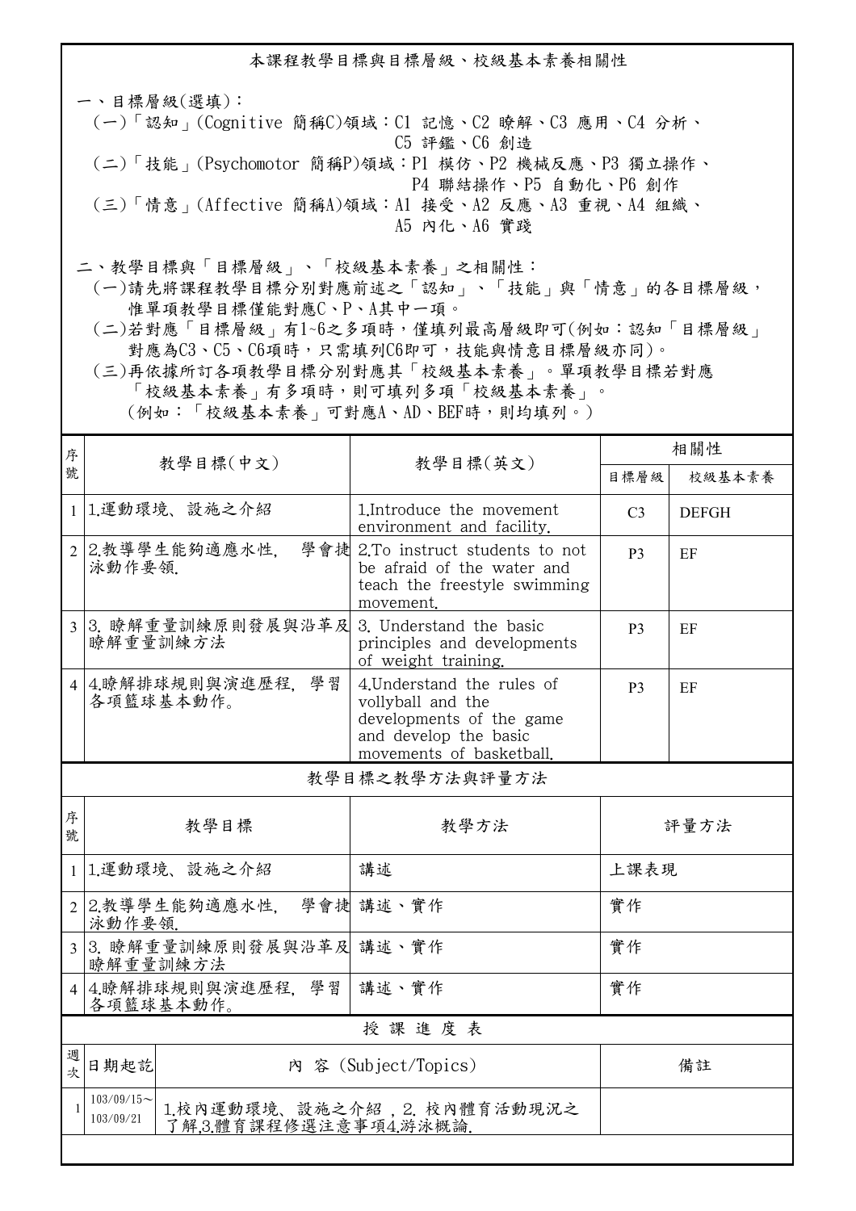## 本課程教學目標與目標層級、校級基本素養相關性

一、目標層級(選填)：

(一)「認知」(Cognitive 簡稱C)領域：C1 記憶、C2 瞭解、C3 應用、C4 分析、C5 評鑑、C6 創造

(二)「技能」(Psychomotor 簡稱P)領域：P1 模仿、P2 機械反應、P3 獨立操作、P4 聯結操作、P5 自動化、P6 創作

(三)「情意」(Affective 簡稱A)領域：A1 接受、A2 反應、A3 重視、A4 組織、A5 內化、A6 實踐

二、教學目標與「目標層級」、「校級基本素養」之相關性：

(一)請先將課程教學目標分別對應前述之「認知」、「技能」與「情意」的各目標層級，惟單項教學目標僅能對應C、P、A其中一項。

(二)若對應「目標層級」有1~6之多項時，僅填列最高層級即可(例如：認知「目標層級」對應為C3、C5、C6項時，只需填列C6即可，技能與情意目標層級亦同)。

(三)再依據所訂各項教學目標分別對應其「校級基本素養」。單項教學目標若對應「校級基本素養」有多項時，則可填列多項「校級基本素養」。(例如：「校級基本素養」可對應A、AD、BEF時，則均填列。)

| 序號 | 教學目標(中文) | 教學目標(英文) | 相關性 | |
|---|---|---|---|---|
| | | | 目標層級 | 校級基本素養 |
| 1 | 1.運動環境、設施之介紹 | 1.Introduce the movement environment and facility. | C3 | DEFGH |
| 2 | 2.教導學生能夠適應水性, 學會捷泳動作要領. | 2.To instruct students to not be afraid of the water and teach the freestyle swimming movement. | P3 | EF |
| 3 | 3. 瞭解重量訓練原則發展與沿革及瞭解重量訓練方法 | 3. Understand the basic principles and developments of weight training. | P3 | EF |
| 4 | 4.瞭解排球規則與演進歷程, 學習各項籃球基本動作。 | 4.Understand the rules of vollyball and the developments of the game and develop the basic movements of basketball. | P3 | EF |

## 教學目標之教學方法與評量方法

| 序號 | 教學目標 | 教學方法 | 評量方法 |
|---|---|---|---|
| 1 | 1.運動環境、設施之介紹 | 講述 | 上課表現 |
| 2 | 2.教導學生能夠適應水性, 學會捷泳動作要領. | 講述、實作 | 實作 |
| 3 | 3. 瞭解重量訓練原則發展與沿革及瞭解重量訓練方法 | 講述、實作 | 實作 |
| 4 | 4.瞭解排球規則與演進歷程, 學習各項籃球基本動作。 | 講述、實作 | 實作 |

## 授 課 進 度 表

| 週次 | 日期起訖 | 內 容 (Subject/Topics) | 備註 |
|---|---|---|---|
| 1 | 103/09/15~103/09/21 | 1.校內運動環境、設施之介紹 , 2. 校內體育活動現況之了解,3.體育課程修選注意事項4.游泳概論. | |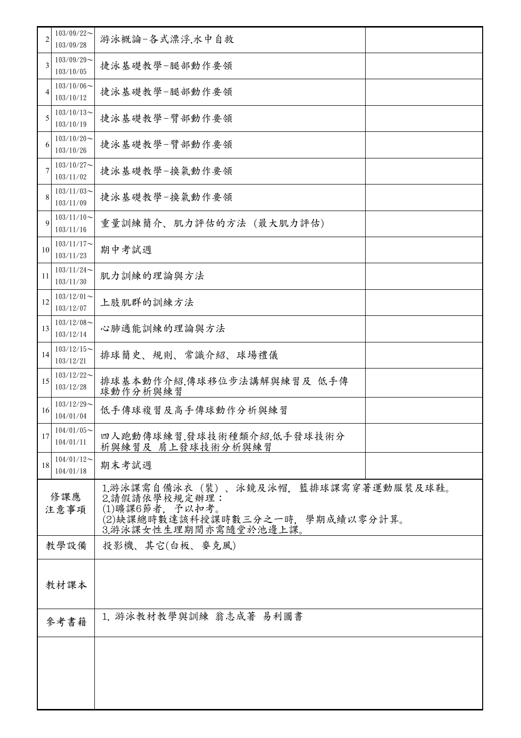| | | | |
|---|---|---|---|
| 2 | 103/09/22～<br>103/09/28 | 游泳概論-各式漂浮.水中自救 | |
| 3 | 103/09/29～<br>103/10/05 | 捷泳基礎教學-腿部動作要領 | |
| 4 | 103/10/06～<br>103/10/12 | 捷泳基礎教學-腿部動作要領 | |
| 5 | 103/10/13～<br>103/10/19 | 捷泳基礎教學-臂部動作要領 | |
| 6 | 103/10/20～<br>103/10/26 | 捷泳基礎教學-臂部動作要領 | |
| 7 | 103/10/27～<br>103/11/02 | 捷泳基礎教學-換氣動作要領 | |
| 8 | 103/11/03～<br>103/11/09 | 捷泳基礎教學-換氣動作要領 | |
| 9 | 103/11/10～<br>103/11/16 | 重量訓練簡介、肌力評估的方法 (最大肌力評估) | |
| 10 | 103/11/17～<br>103/11/23 | 期中考試週 | |
| 11 | 103/11/24～<br>103/11/30 | 肌力訓練的理論與方法 | |
| 12 | 103/12/01～<br>103/12/07 | 上肢肌群的訓練方法 | |
| 13 | 103/12/08～<br>103/12/14 | 心肺適能訓練的理論與方法 | |
| 14 | 103/12/15～<br>103/12/21 | 排球簡史、規則、常識介紹、球場禮儀 | |
| 15 | 103/12/22～<br>103/12/28 | 排球基本動作介紹.傳球移位步法講解與練習及 低手傳球動作分析與練習 | |
| 16 | 103/12/29～<br>104/01/04 | 低手傳球複習及高手傳球動作分析與練習 | |
| 17 | 104/01/05～<br>104/01/11 | 四人跑動傳球練習.發球技術種類介紹.低手發球技術分析與練習及 肩上發球技術分析與練習 | |
| 18 | 104/01/12～<br>104/01/18 | 期末考試週 | |

| | |
|---|---|
| 修課應注意事項 | 1.游泳課需自備泳衣（裝）、泳鏡及泳帽，籃排球課需穿著運動服裝及球鞋。<br>2.請假請依學校規定辦理：<br>(1)曠課6節者，予以扣考。<br>(2)缺課總時數達該科授課時數三分之一時，學期成績以零分計算。<br>3.游泳課女性生理期間亦需隨堂於池邊上課。 |
| 教學設備 | 投影機、其它(白板、麥克風) |
| 教材課本 | |
| 參考書籍 | 1. 游泳教材教學與訓練 翁志成著 易利圖書 |
| | |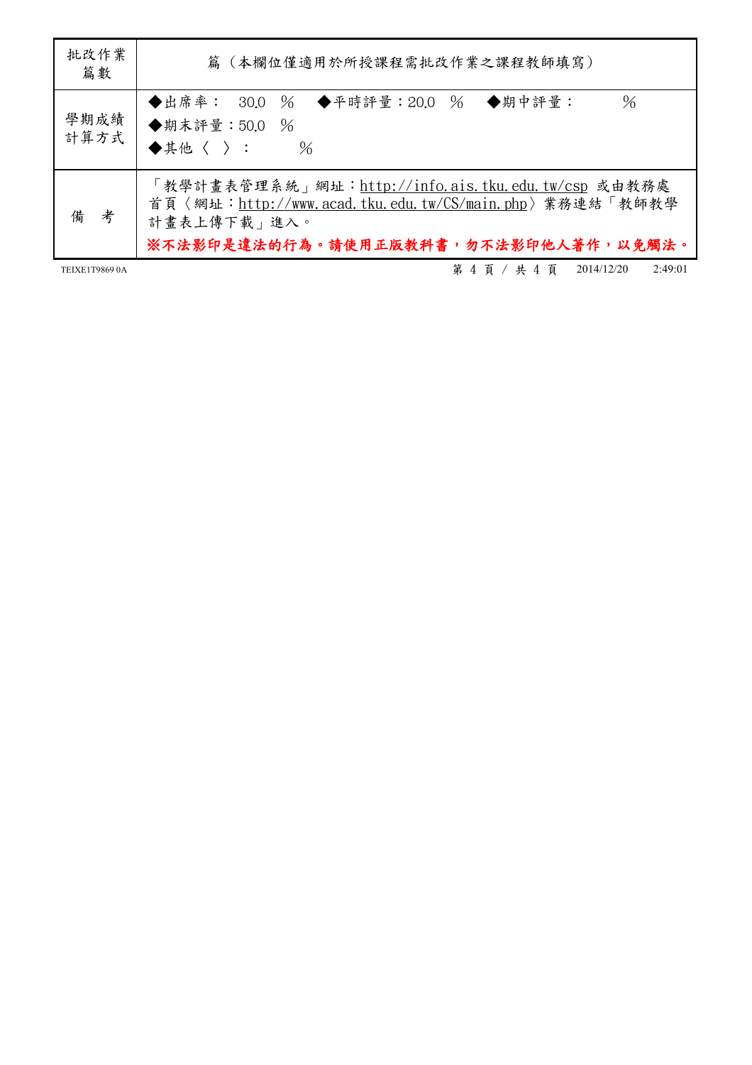| | |
|---|---|
| 批改作業篇數 | 篇（本欄位僅適用於所授課程需批改作業之課程教師填寫） |
| 學期成績計算方式 | ◆出席率：　30.0　%　◆平時評量：20.0　%　◆期中評量：　　　%<br>◆期末評量：50.0　%<br>◆其他〈　〉：　　　% |
| 備　考 | 「教學計畫表管理系統」網址：http://info.ais.tku.edu.tw/csp 或由教務處首頁〈網址：http://www.acad.tku.edu.tw/CS/main.php〉業務連結「教師教學計畫表上傳下載」進入。<br>**※不法影印是違法的行為。請使用正版教科書，勿不法影印他人著作，以免觸法。** |

TEIXE1T9869 0A　　　　2014/12/20　2:49:01